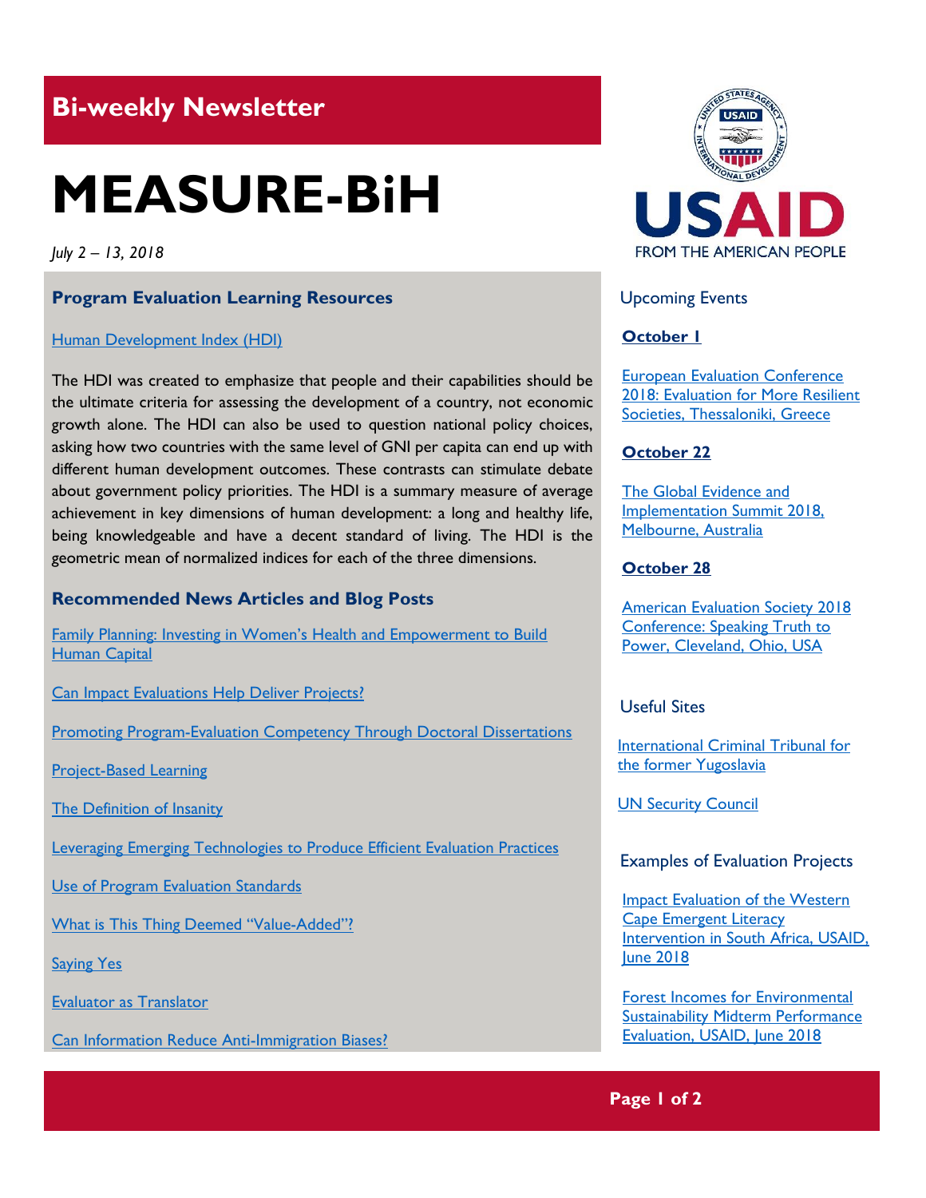## Bi-weekly Newsletter

# MEASURE-BiH

*July 2 – 13, 2018*

### Program Evaluation Learning Resources

Human Development Index (HDI)

The HDI was created to emphasize that people and their capabilities should be the ultimate criteria for assessing the development of a country, not economic growth alone. The HDI can also be used to question national policy choices, asking how two countries with the same level of GNI per capita can end up with different human development outcomes. These contrasts can stimulate debate about government policy priorities. The HDI is a summary measure of average achievement in key dimensions of human development: a long and healthy life, being knowledgeable and have a decent standard of living. The HDI is the geometric mean of normalized indices for each of the three dimensions.

### Recommended News Articles and Blog Posts

Family Planning: Investing in Women's Health and Empowerment to Build Human Capital

Can Impact Evaluations Help Deliver Projects?

Promoting Program-Evaluation Competency Through Doctoral Dissertations

Project-Based Learning

The Definition of Insanity

Leveraging Emerging Technologies to Produce Efficient Evaluation Practices

Use of Program Evaluation Standards

What is This Thing Deemed "Value-Added"?

Saying Yes

Evaluator as Translator

Can Information Reduce Anti-Immigration Biases?

USAID FROM THE AMERICAN PEOPLE

### Upcoming Events

**October 1**

European Evaluation Conference 2018: Evaluation for More Resilient Societies, Thessaloniki, Greece

**October 22**

The Global Evidence and Implementation Summit 2018, Melbourne, Australia

**October 28**

American Evaluation Society 2018 Conference: Speaking Truth to Power, Cleveland, Ohio, USA

### Useful Sites

International Criminal Tribunal for the former Yugoslavia

UN Security Council

### Examples of Evaluation Projects

Impact Evaluation of the Western Cape Emergent Literacy Intervention in South Africa, USAID, June 2018

Forest Incomes for Environmental Sustainability Midterm Performance Evaluation, USAID, June 2018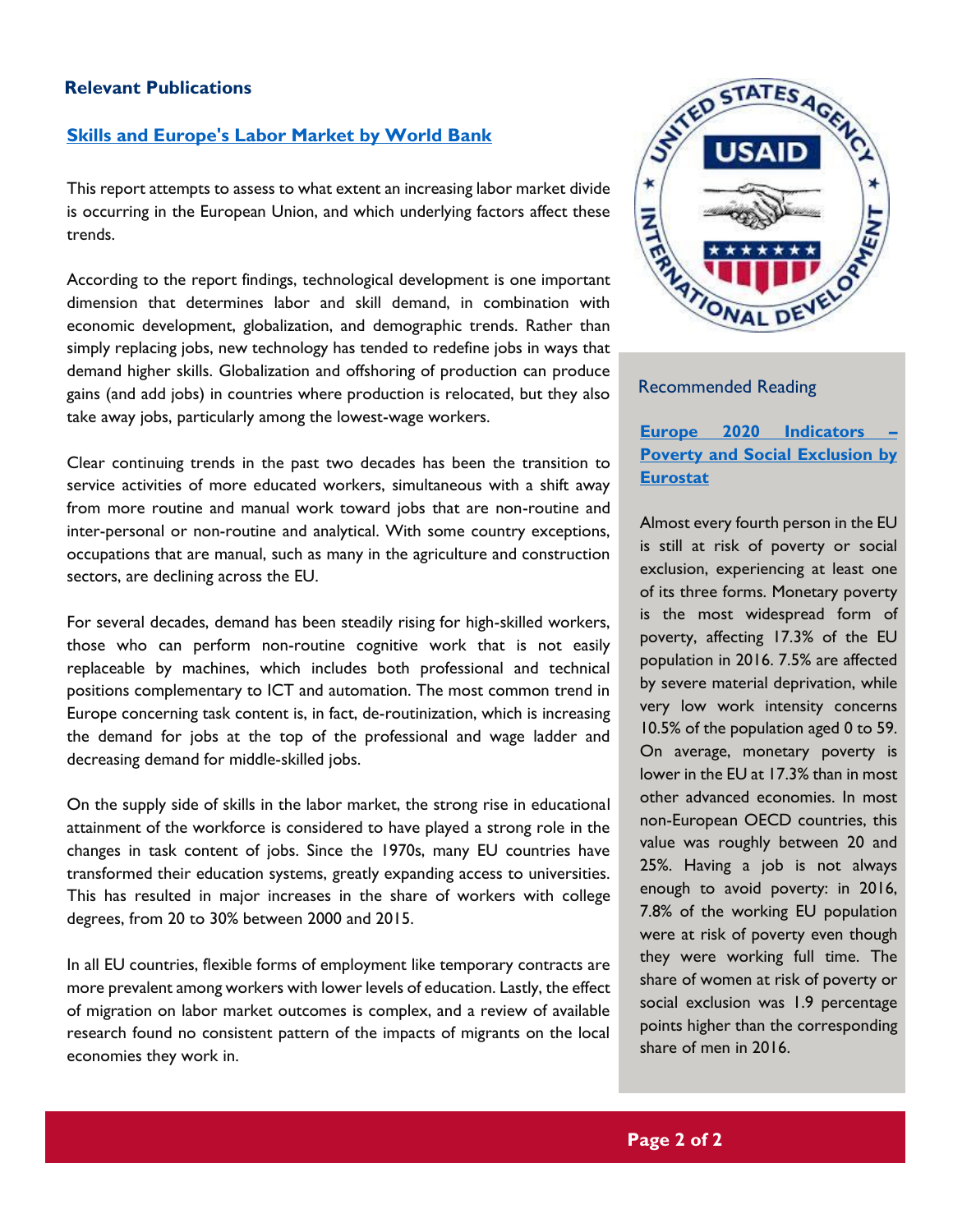## Relevant Publications

### Skills and Europe's Labor Market by World Bank

This report attempts to assess to what extent an increasing labor market divide is occurring in the European Union, and which underlying factors affect these trends.

According to the report findings, technological development is one important dimension that determines labor and skill demand, in combination with economic development, globalization, and demographic trends. Rather than simply replacing jobs, new technology has tended to redefine jobs in ways that demand higher skills. Globalization and offshoring of production can produce gains (and add jobs) in countries where production is relocated, but they also take away jobs, particularly among the lowest-wage workers.

Clear continuing trends in the past two decades has been the transition to service activities of more educated workers, simultaneous with a shift away from more routine and manual work toward jobs that are non-routine and inter-personal or non-routine and analytical. With some country exceptions, occupations that are manual, such as many in the agriculture and construction sectors, are declining across the EU.

For several decades, demand has been steadily rising for high-skilled workers, those who can perform non-routine cognitive work that is not easily replaceable by machines, which includes both professional and technical positions complementary to ICT and automation. The most common trend in Europe concerning task content is, in fact, de-routinization, which is increasing the demand for jobs at the top of the professional and wage ladder and decreasing demand for middle-skilled jobs.

On the supply side of skills in the labor market, the strong rise in educational attainment of the workforce is considered to have played a strong role in the changes in task content of jobs. Since the 1970s, many EU countries have transformed their education systems, greatly expanding access to universities. This has resulted in major increases in the share of workers with college degrees, from 20 to 30% between 2000 and 2015.

In all EU countries, flexible forms of employment like temporary contracts are more prevalent among workers with lower levels of education. Lastly, the effect of migration on labor market outcomes is complex, and a review of available research found no consistent pattern of the impacts of migrants on the local economies they work in.

## Recommended Reading

### Europe 2020 Indicators – Poverty and Social Exclusion by Eurostat

Almost every fourth person in the EU is still at risk of poverty or social exclusion, experiencing at least one of its three forms. Monetary poverty is the most widespread form of poverty, affecting 17.3% of the EU population in 2016. 7.5% are affected by severe material deprivation, while very low work intensity concerns 10.5% of the population aged 0 to 59. On average, monetary poverty is lower in the EU at 17.3% than in most other advanced economies. In most non-European OECD countries, this value was roughly between 20 and 25%. Having a job is not always enough to avoid poverty: in 2016, 7.8% of the working EU population were at risk of poverty even though they were working full time. The share of women at risk of poverty or social exclusion was 1.9 percentage points higher than the corresponding share of men in 2016.